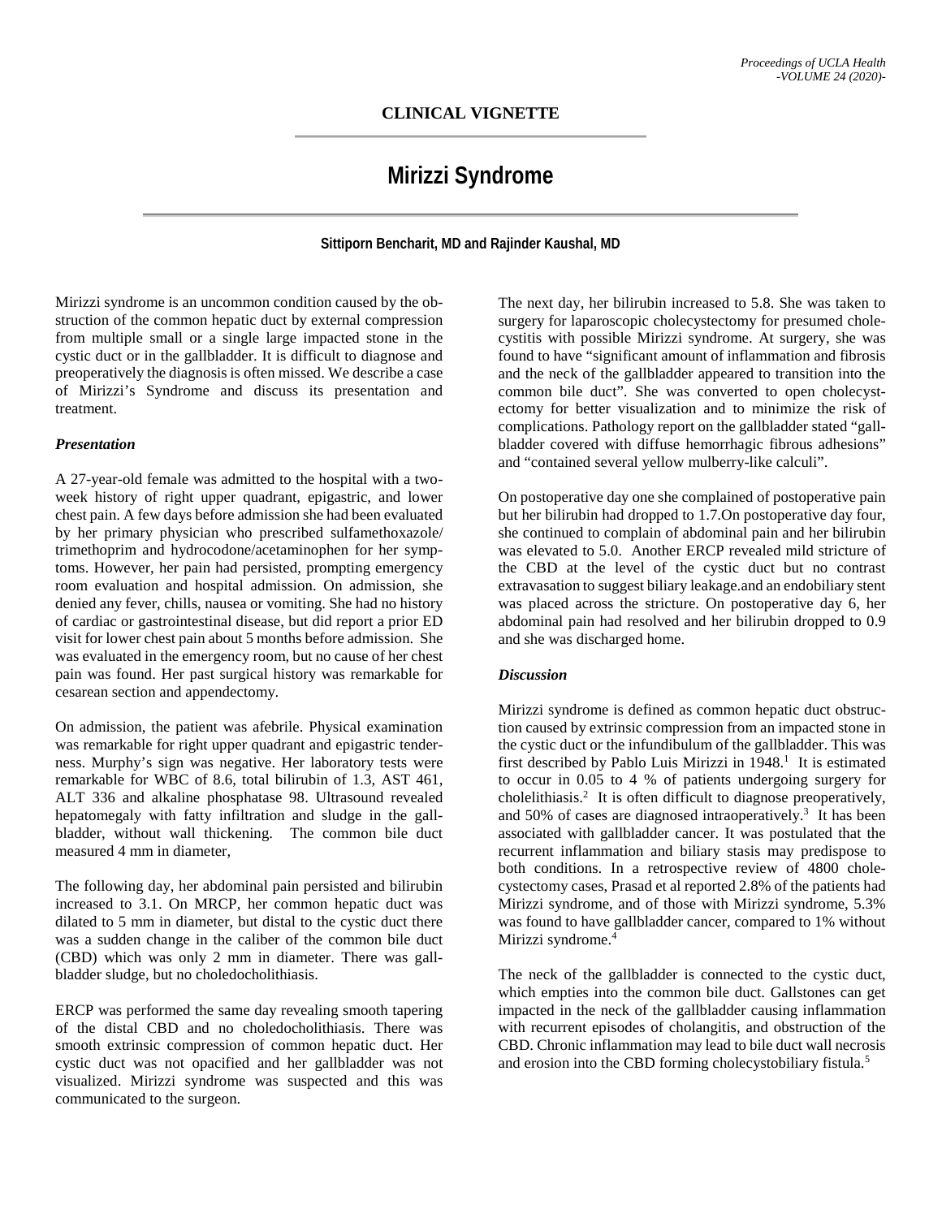## CLINICAL VIGNETTE

# Mirizzi Syndrome

**Sittiporn Bencharit, MD and Rajinder Kaushal, MD**

Mirizzi syndrome is an uncommon condition caused by the obstruction of the common hepatic duct by external compression from multiple small or a single large impacted stone in the cystic duct or in the gallbladder. It is difficult to diagnose and preoperatively the diagnosis is often missed. We describe a case of Mirizzi's Syndrome and discuss its presentation and treatment.

### *Presentation*

A 27-year-old female was admitted to the hospital with a two-week history of right upper quadrant, epigastric, and lower chest pain. A few days before admission she had been evaluated by her primary physician who prescribed sulfamethoxazole/trimethoprim and hydrocodone/acetaminophen for her symptoms. However, her pain had persisted, prompting emergency room evaluation and hospital admission. On admission, she denied any fever, chills, nausea or vomiting. She had no history of cardiac or gastrointestinal disease, but did report a prior ED visit for lower chest pain about 5 months before admission. She was evaluated in the emergency room, but no cause of her chest pain was found. Her past surgical history was remarkable for cesarean section and appendectomy.

On admission, the patient was afebrile. Physical examination was remarkable for right upper quadrant and epigastric tenderness. Murphy's sign was negative. Her laboratory tests were remarkable for WBC of 8.6, total bilirubin of 1.3, AST 461, ALT 336 and alkaline phosphatase 98. Ultrasound revealed hepatomegaly with fatty infiltration and sludge in the gallbladder, without wall thickening. The common bile duct measured 4 mm in diameter,

The following day, her abdominal pain persisted and bilirubin increased to 3.1. On MRCP, her common hepatic duct was dilated to 5 mm in diameter, but distal to the cystic duct there was a sudden change in the caliber of the common bile duct (CBD) which was only 2 mm in diameter. There was gallbladder sludge, but no choledocholithiasis.

ERCP was performed the same day revealing smooth tapering of the distal CBD and no choledocholithiasis. There was smooth extrinsic compression of common hepatic duct. Her cystic duct was not opacified and her gallbladder was not visualized. Mirizzi syndrome was suspected and this was communicated to the surgeon.

The next day, her bilirubin increased to 5.8. She was taken to surgery for laparoscopic cholecystectomy for presumed cholecystitis with possible Mirizzi syndrome. At surgery, she was found to have "significant amount of inflammation and fibrosis and the neck of the gallbladder appeared to transition into the common bile duct". She was converted to open cholecystectomy for better visualization and to minimize the risk of complications. Pathology report on the gallbladder stated "gallbladder covered with diffuse hemorrhagic fibrous adhesions" and "contained several yellow mulberry-like calculi".

On postoperative day one she complained of postoperative pain but her bilirubin had dropped to 1.7.On postoperative day four, she continued to complain of abdominal pain and her bilirubin was elevated to 5.0. Another ERCP revealed mild stricture of the CBD at the level of the cystic duct but no contrast extravasation to suggest biliary leakage.and an endobiliary stent was placed across the stricture. On postoperative day 6, her abdominal pain had resolved and her bilirubin dropped to 0.9 and she was discharged home.

### *Discussion*

Mirizzi syndrome is defined as common hepatic duct obstruction caused by extrinsic compression from an impacted stone in the cystic duct or the infundibulum of the gallbladder. This was first described by Pablo Luis Mirizzi in 1948.[1] It is estimated to occur in 0.05 to 4 % of patients undergoing surgery for cholelithiasis.[2] It is often difficult to diagnose preoperatively, and 50% of cases are diagnosed intraoperatively.[3] It has been associated with gallbladder cancer. It was postulated that the recurrent inflammation and biliary stasis may predispose to both conditions. In a retrospective review of 4800 cholecystectomy cases, Prasad et al reported 2.8% of the patients had Mirizzi syndrome, and of those with Mirizzi syndrome, 5.3% was found to have gallbladder cancer, compared to 1% without Mirizzi syndrome.[4]

The neck of the gallbladder is connected to the cystic duct, which empties into the common bile duct. Gallstones can get impacted in the neck of the gallbladder causing inflammation with recurrent episodes of cholangitis, and obstruction of the CBD. Chronic inflammation may lead to bile duct wall necrosis and erosion into the CBD forming cholecystobiliary fistula.[5]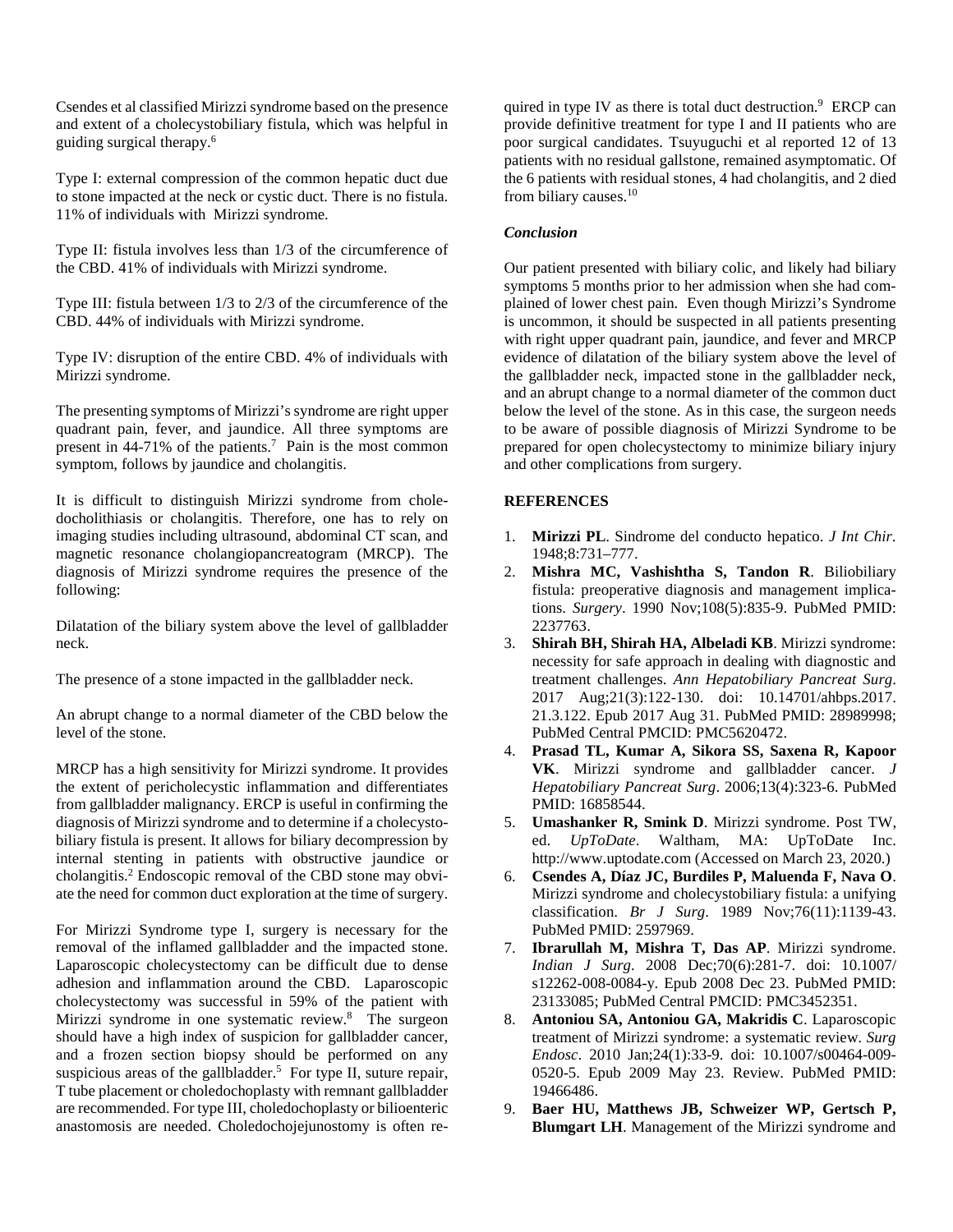Csendes et al classified Mirizzi syndrome based on the presence and extent of a cholecystobiliary fistula, which was helpful in guiding surgical therapy.[6]

Type I: external compression of the common hepatic duct due to stone impacted at the neck or cystic duct. There is no fistula. 11% of individuals with Mirizzi syndrome.

Type II: fistula involves less than 1/3 of the circumference of the CBD. 41% of individuals with Mirizzi syndrome.

Type III: fistula between 1/3 to 2/3 of the circumference of the CBD. 44% of individuals with Mirizzi syndrome.

Type IV: disruption of the entire CBD. 4% of individuals with Mirizzi syndrome.

The presenting symptoms of Mirizzi's syndrome are right upper quadrant pain, fever, and jaundice. All three symptoms are present in 44-71% of the patients.[7] Pain is the most common symptom, follows by jaundice and cholangitis.

It is difficult to distinguish Mirizzi syndrome from choledocholithiasis or cholangitis. Therefore, one has to rely on imaging studies including ultrasound, abdominal CT scan, and magnetic resonance cholangiopancreatogram (MRCP). The diagnosis of Mirizzi syndrome requires the presence of the following:

Dilatation of the biliary system above the level of gallbladder neck.

The presence of a stone impacted in the gallbladder neck.

An abrupt change to a normal diameter of the CBD below the level of the stone.

MRCP has a high sensitivity for Mirizzi syndrome. It provides the extent of pericholecystic inflammation and differentiates from gallbladder malignancy. ERCP is useful in confirming the diagnosis of Mirizzi syndrome and to determine if a cholecystobiliary fistula is present. It allows for biliary decompression by internal stenting in patients with obstructive jaundice or cholangitis.[2] Endoscopic removal of the CBD stone may obviate the need for common duct exploration at the time of surgery.

For Mirizzi Syndrome type I, surgery is necessary for the removal of the inflamed gallbladder and the impacted stone. Laparoscopic cholecystectomy can be difficult due to dense adhesion and inflammation around the CBD. Laparoscopic cholecystectomy was successful in 59% of the patient with Mirizzi syndrome in one systematic review.[8] The surgeon should have a high index of suspicion for gallbladder cancer, and a frozen section biopsy should be performed on any suspicious areas of the gallbladder.[5] For type II, suture repair, T tube placement or choledochoplasty with remnant gallbladder are recommended. For type III, choledochoplasty or bilioenteric anastomosis are needed. Choledochojejunostomy is often required in type IV as there is total duct destruction.[9] ERCP can provide definitive treatment for type I and II patients who are poor surgical candidates. Tsuyuguchi et al reported 12 of 13 patients with no residual gallstone, remained asymptomatic. Of the 6 patients with residual stones, 4 had cholangitis, and 2 died from biliary causes.[10]

### *Conclusion*

Our patient presented with biliary colic, and likely had biliary symptoms 5 months prior to her admission when she had complained of lower chest pain. Even though Mirizzi's Syndrome is uncommon, it should be suspected in all patients presenting with right upper quadrant pain, jaundice, and fever and MRCP evidence of dilatation of the biliary system above the level of the gallbladder neck, impacted stone in the gallbladder neck, and an abrupt change to a normal diameter of the common duct below the level of the stone. As in this case, the surgeon needs to be aware of possible diagnosis of Mirizzi Syndrome to be prepared for open cholecystectomy to minimize biliary injury and other complications from surgery.

## REFERENCES

1. **Mirizzi PL**. Sindrome del conducto hepatico. *J Int Chir*. 1948;8:731–777.
2. **Mishra MC, Vashishtha S, Tandon R**. Biliobiliary fistula: preoperative diagnosis and management implications. *Surgery*. 1990 Nov;108(5):835-9. PubMed PMID: 2237763.
3. **Shirah BH, Shirah HA, Albeladi KB**. Mirizzi syndrome: necessity for safe approach in dealing with diagnostic and treatment challenges. *Ann Hepatobiliary Pancreat Surg*. 2017 Aug;21(3):122-130. doi: 10.14701/ahbps.2017.21.3.122. Epub 2017 Aug 31. PubMed PMID: 28989998; PubMed Central PMCID: PMC5620472.
4. **Prasad TL, Kumar A, Sikora SS, Saxena R, Kapoor VK**. Mirizzi syndrome and gallbladder cancer. *J Hepatobiliary Pancreat Surg*. 2006;13(4):323-6. PubMed PMID: 16858544.
5. **Umashanker R, Smink D**. Mirizzi syndrome. Post TW, ed. *UpToDate*. Waltham, MA: UpToDate Inc. http://www.uptodate.com (Accessed on March 23, 2020.)
6. **Csendes A, Díaz JC, Burdiles P, Maluenda F, Nava O**. Mirizzi syndrome and cholecystobiliary fistula: a unifying classification. *Br J Surg*. 1989 Nov;76(11):1139-43. PubMed PMID: 2597969.
7. **Ibrarullah M, Mishra T, Das AP**. Mirizzi syndrome. *Indian J Surg*. 2008 Dec;70(6):281-7. doi: 10.1007/s12262-008-0084-y. Epub 2008 Dec 23. PubMed PMID: 23133085; PubMed Central PMCID: PMC3452351.
8. **Antoniou SA, Antoniou GA, Makridis C**. Laparoscopic treatment of Mirizzi syndrome: a systematic review. *Surg Endosc*. 2010 Jan;24(1):33-9. doi: 10.1007/s00464-009-0520-5. Epub 2009 May 23. Review. PubMed PMID: 19466486.
9. **Baer HU, Matthews JB, Schweizer WP, Gertsch P, Blumgart LH**. Management of the Mirizzi syndrome and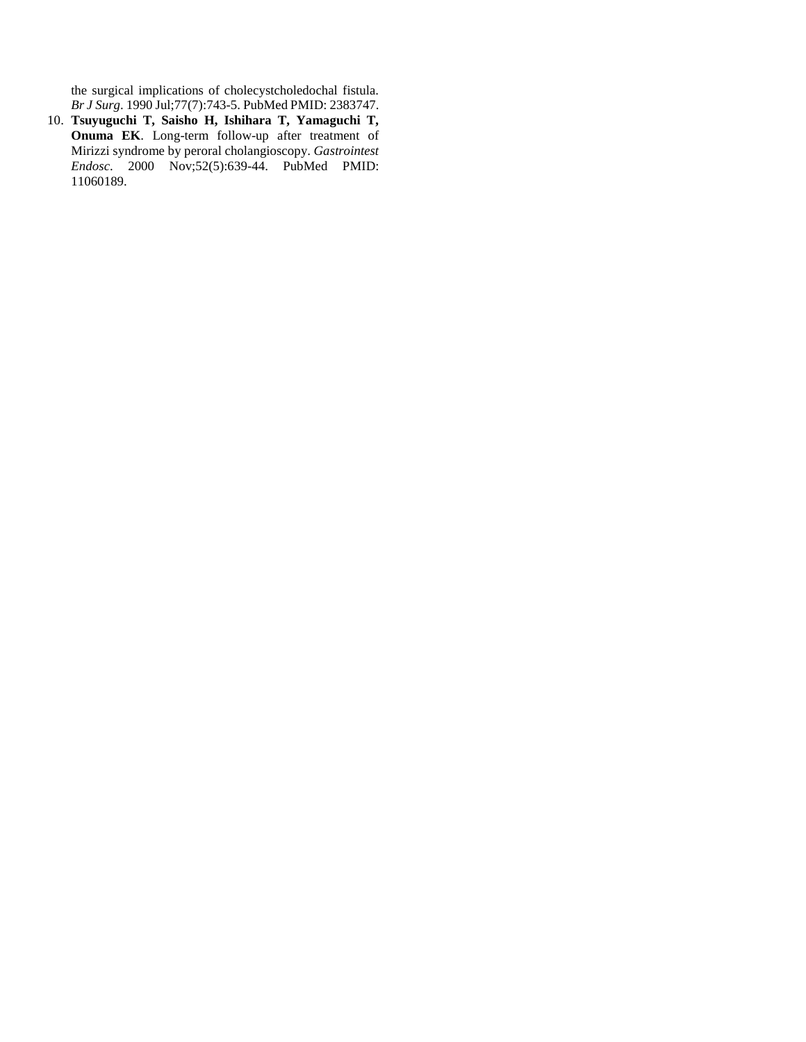the surgical implications of cholecystcholedochal fistula. *Br J Surg*. 1990 Jul;77(7):743-5. PubMed PMID: 2383747.

10. **Tsuyuguchi T, Saisho H, Ishihara T, Yamaguchi T, Onuma EK**. Long-term follow-up after treatment of Mirizzi syndrome by peroral cholangioscopy. *Gastrointest Endosc*. 2000 Nov;52(5):639-44. PubMed PMID: 11060189.